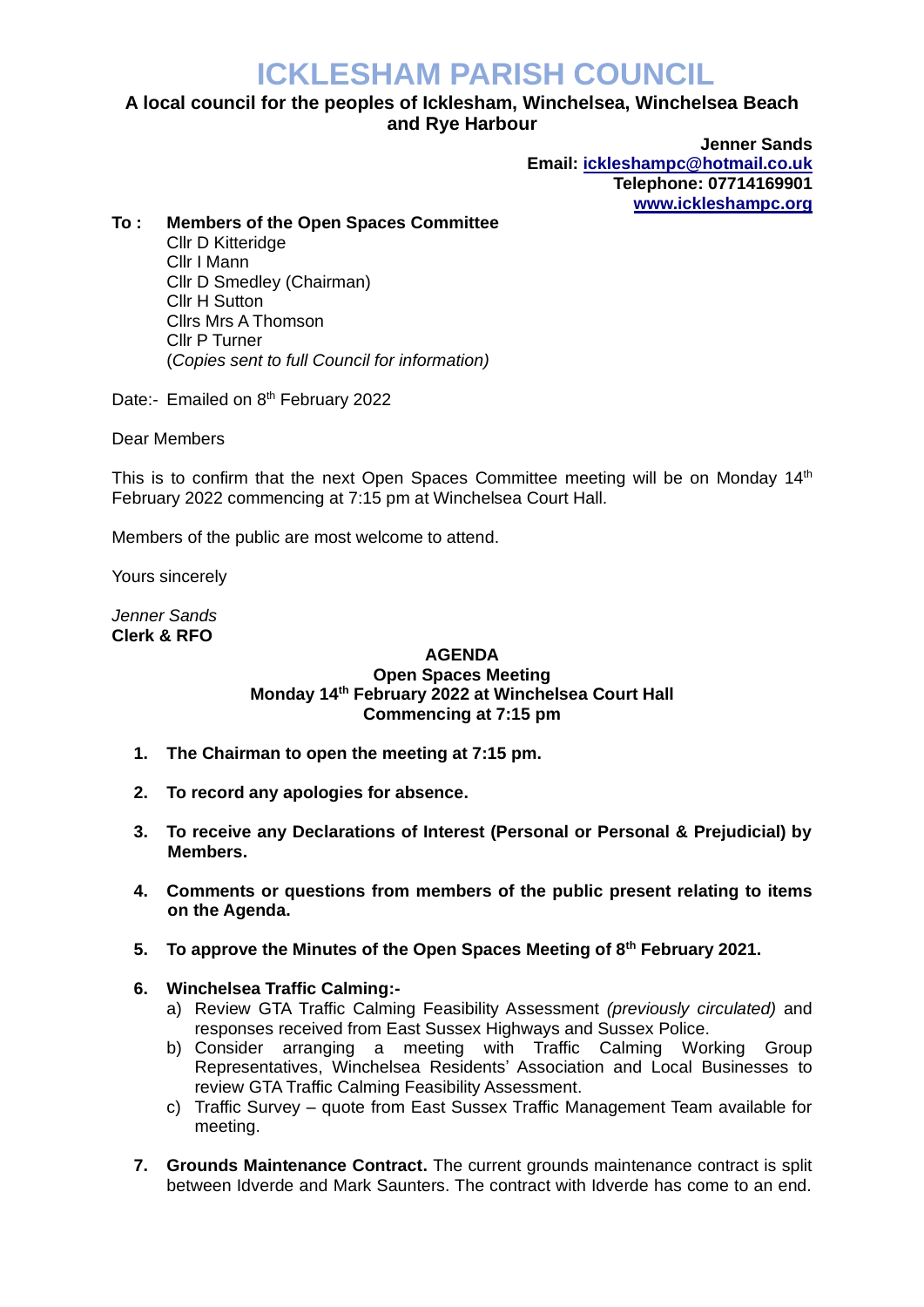# ICKLESHAM PARISH COUNCIL

**A local council for the peoples of Icklesham, Winchelsea, Winchelsea Beach and Rye Harbour**

**Jenner Sands**
**Email: ickleshampc@hotmail.co.uk**
**Telephone: 07714169901**
**www.ickleshampc.org**

**To : Members of the Open Spaces Committee**
Cllr D Kitteridge
Cllr I Mann
Cllr D Smedley (Chairman)
Cllr H Sutton
Cllrs Mrs A Thomson
Cllr P Turner
(*Copies sent to full Council for information)*

Date:- Emailed on 8th February 2022

Dear Members

This is to confirm that the next Open Spaces Committee meeting will be on Monday 14th February 2022 commencing at 7:15 pm at Winchelsea Court Hall.

Members of the public are most welcome to attend.

Yours sincerely

*Jenner Sands*
**Clerk & RFO**

**AGENDA**
**Open Spaces Meeting**
**Monday 14th February 2022 at Winchelsea Court Hall**
**Commencing at 7:15 pm**

1. **The Chairman to open the meeting at 7:15 pm.**

2. **To record any apologies for absence.**

3. **To receive any Declarations of Interest (Personal or Personal & Prejudicial) by Members.**

4. **Comments or questions from members of the public present relating to items on the Agenda.**

5. **To approve the Minutes of the Open Spaces Meeting of 8th February 2021.**

6. **Winchelsea Traffic Calming:-**
   a) Review GTA Traffic Calming Feasibility Assessment *(previously circulated)* and responses received from East Sussex Highways and Sussex Police.
   b) Consider arranging a meeting with Traffic Calming Working Group Representatives, Winchelsea Residents' Association and Local Businesses to review GTA Traffic Calming Feasibility Assessment.
   c) Traffic Survey – quote from East Sussex Traffic Management Team available for meeting.

7. **Grounds Maintenance Contract.** The current grounds maintenance contract is split between Idverde and Mark Saunters. The contract with Idverde has come to an end.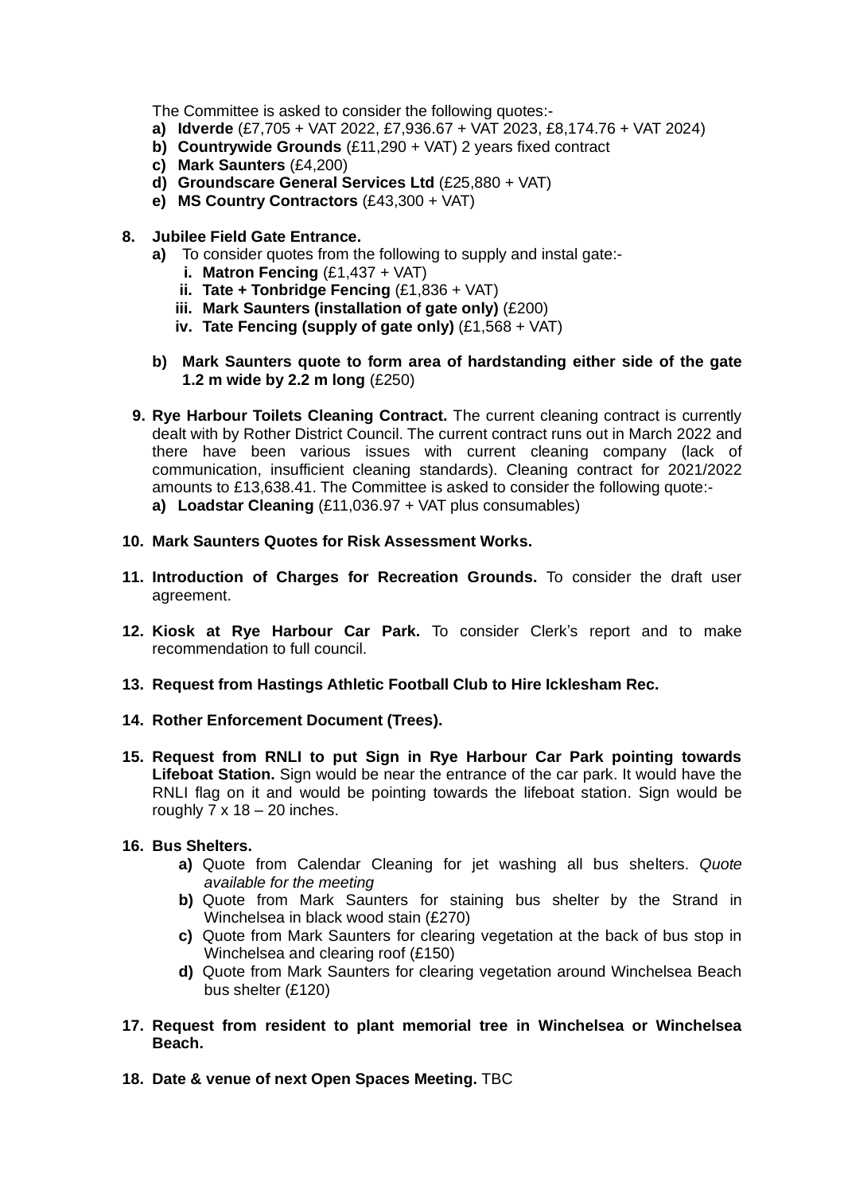The Committee is asked to consider the following quotes:-

- **a) Idverde** (£7,705 + VAT 2022, £7,936.67 + VAT 2023, £8,174.76 + VAT 2024)
- **b) Countrywide Grounds** (£11,290 + VAT) 2 years fixed contract
- **c) Mark Saunters** (£4,200)
- **d) Groundscare General Services Ltd** (£25,880 + VAT)
- **e) MS Country Contractors** (£43,300 + VAT)

**8. Jubilee Field Gate Entrance.**

- **a)** To consider quotes from the following to supply and instal gate:-
  - **i. Matron Fencing** (£1,437 + VAT)
  - **ii. Tate + Tonbridge Fencing** (£1,836 + VAT)
  - **iii. Mark Saunters (installation of gate only)** (£200)
  - **iv. Tate Fencing (supply of gate only)** (£1,568 + VAT)
- **b) Mark Saunters quote to form area of hardstanding either side of the gate 1.2 m wide by 2.2 m long** (£250)

**9. Rye Harbour Toilets Cleaning Contract.** The current cleaning contract is currently dealt with by Rother District Council. The current contract runs out in March 2022 and there have been various issues with current cleaning company (lack of communication, insufficient cleaning standards). Cleaning contract for 2021/2022 amounts to £13,638.41. The Committee is asked to consider the following quote:-

- **a) Loadstar Cleaning** (£11,036.97 + VAT plus consumables)

**10. Mark Saunters Quotes for Risk Assessment Works.**

**11. Introduction of Charges for Recreation Grounds.** To consider the draft user agreement.

**12. Kiosk at Rye Harbour Car Park.** To consider Clerk's report and to make recommendation to full council.

**13. Request from Hastings Athletic Football Club to Hire Icklesham Rec.**

**14. Rother Enforcement Document (Trees).**

**15. Request from RNLI to put Sign in Rye Harbour Car Park pointing towards Lifeboat Station.** Sign would be near the entrance of the car park. It would have the RNLI flag on it and would be pointing towards the lifeboat station. Sign would be roughly 7 x 18 – 20 inches.

**16. Bus Shelters.**

- **a)** Quote from Calendar Cleaning for jet washing all bus shelters. *Quote available for the meeting*
- **b)** Quote from Mark Saunters for staining bus shelter by the Strand in Winchelsea in black wood stain (£270)
- **c)** Quote from Mark Saunters for clearing vegetation at the back of bus stop in Winchelsea and clearing roof (£150)
- **d)** Quote from Mark Saunters for clearing vegetation around Winchelsea Beach bus shelter (£120)

**17. Request from resident to plant memorial tree in Winchelsea or Winchelsea Beach.**

**18. Date & venue of next Open Spaces Meeting.** TBC